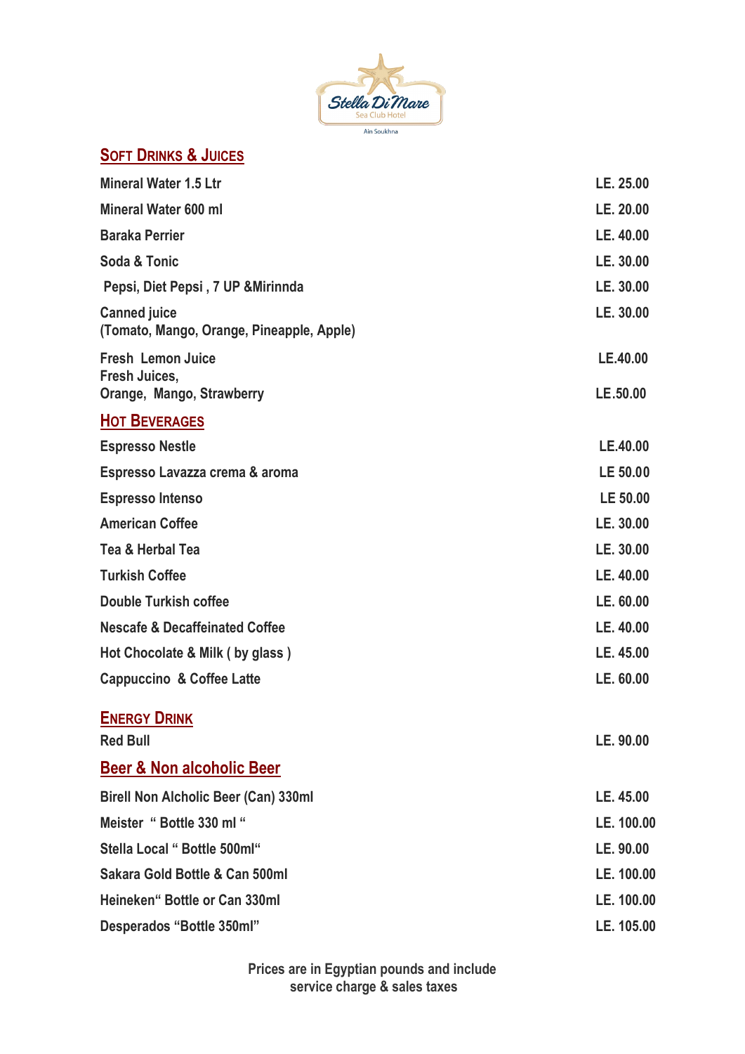Stella Di Mare

Sea Club Hotel

Ain Soukhna

## SOFT DRINKS & JUICES

| | |
|---|---|
| Mineral Water 1.5 Ltr | LE. 25.00 |
| Mineral Water 600 ml | LE. 20.00 |
| Baraka Perrier | LE. 40.00 |
| Soda & Tonic | LE. 30.00 |
| Pepsi, Diet Pepsi , 7 UP &Mirinnda | LE. 30.00 |
| Canned juice<br>(Tomato, Mango, Orange, Pineapple, Apple) | LE. 30.00 |
| Fresh Lemon Juice | LE.40.00 |
| Fresh Juices,<br>Orange, Mango, Strawberry | LE.50.00 |

## HOT BEVERAGES

| | |
|---|---|
| Espresso Nestle | LE.40.00 |
| Espresso Lavazza crema & aroma | LE 50.00 |
| Espresso Intenso | LE 50.00 |
| American Coffee | LE. 30.00 |
| Tea & Herbal Tea | LE. 30.00 |
| Turkish Coffee | LE. 40.00 |
| Double Turkish coffee | LE. 60.00 |
| Nescafe & Decaffeinated Coffee | LE. 40.00 |
| Hot Chocolate & Milk ( by glass ) | LE. 45.00 |
| Cappuccino & Coffee Latte | LE. 60.00 |

## ENERGY DRINK

| | |
|---|---|
| Red Bull | LE. 90.00 |

## Beer & Non alcoholic Beer

| | |
|---|---|
| Birell Non Alcholic Beer (Can) 330ml | LE. 45.00 |
| Meister " Bottle 330 ml " | LE. 100.00 |
| Stella Local " Bottle 500ml" | LE. 90.00 |
| Sakara Gold Bottle & Can 500ml | LE. 100.00 |
| Heineken" Bottle or Can 330ml | LE. 100.00 |
| Desperados "Bottle 350ml" | LE. 105.00 |

**Prices are in Egyptian pounds and include service charge & sales taxes**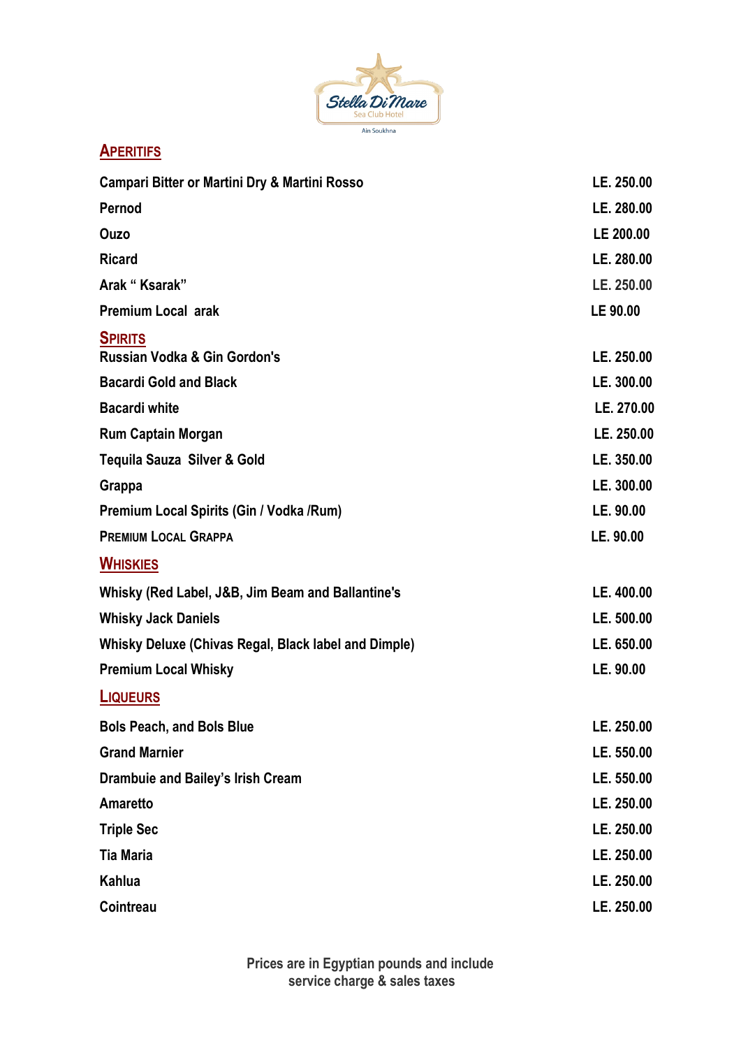Stella Di Mare
Sea Club Hotel
Ain Soukhna

## APERITIFS

| Item | Price |
|---|---|
| Campari Bitter or Martini Dry & Martini Rosso | LE. 250.00 |
| Pernod | LE. 280.00 |
| Ouzo | LE 200.00 |
| Ricard | LE. 280.00 |
| Arak " Ksarak" | LE. 250.00 |
| Premium Local arak | LE 90.00 |

## SPIRITS

| Item | Price |
|---|---|
| Russian Vodka & Gin Gordon's | LE. 250.00 |
| Bacardi Gold and Black | LE. 300.00 |
| Bacardi white | LE. 270.00 |
| Rum Captain Morgan | LE. 250.00 |
| Tequila Sauza Silver & Gold | LE. 350.00 |
| Grappa | LE. 300.00 |
| Premium Local Spirits (Gin / Vodka /Rum) | LE. 90.00 |
| PREMIUM LOCAL GRAPPA | LE. 90.00 |

## WHISKIES

| Item | Price |
|---|---|
| Whisky (Red Label, J&B, Jim Beam and Ballantine's | LE. 400.00 |
| Whisky Jack Daniels | LE. 500.00 |
| Whisky Deluxe (Chivas Regal, Black label and Dimple) | LE. 650.00 |
| Premium Local Whisky | LE. 90.00 |

## LIQUEURS

| Item | Price |
|---|---|
| Bols Peach, and Bols Blue | LE. 250.00 |
| Grand Marnier | LE. 550.00 |
| Drambuie and Bailey's Irish Cream | LE. 550.00 |
| Amaretto | LE. 250.00 |
| Triple Sec | LE. 250.00 |
| Tia Maria | LE. 250.00 |
| Kahlua | LE. 250.00 |
| Cointreau | LE. 250.00 |

Prices are in Egyptian pounds and include service charge & sales taxes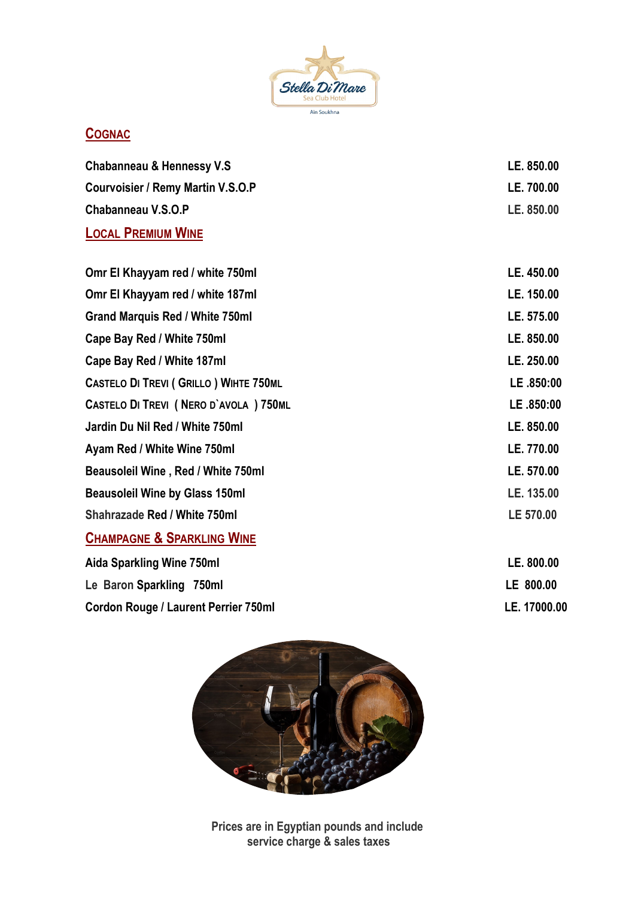## Cognac

| | |
|---|---|
| Chabanneau & Hennessy V.S | LE. 850.00 |
| Courvoisier / Remy Martin V.S.O.P | LE. 700.00 |
| Chabanneau V.S.O.P | LE. 850.00 |

## Local Premium Wine

| | |
|---|---|
| Omr El Khayyam red / white 750ml | LE. 450.00 |
| Omr El Khayyam red / white 187ml | LE. 150.00 |
| Grand Marquis Red / White 750ml | LE. 575.00 |
| Cape Bay Red / White 750ml | LE. 850.00 |
| Cape Bay Red / White 187ml | LE. 250.00 |
| Castelo Di Trevi ( Grillo ) Wihte 750ml | LE .850:00 |
| Castelo Di Trevi ( Nero D`avola ) 750ml | LE .850:00 |
| Jardin Du Nil Red / White 750ml | LE. 850.00 |
| Ayam Red / White Wine 750ml | LE. 770.00 |
| Beausoleil Wine , Red / White 750ml | LE. 570.00 |
| Beausoleil Wine by Glass 150ml | LE. 135.00 |
| Shahrazade Red / White 750ml | LE 570.00 |

## Champagne & Sparkling Wine

| | |
|---|---|
| Aida Sparkling Wine 750ml | LE. 800.00 |
| Le Baron Sparkling 750ml | LE 800.00 |
| Cordon Rouge / Laurent Perrier 750ml | LE. 17000.00 |

Prices are in Egyptian pounds and include service charge & sales taxes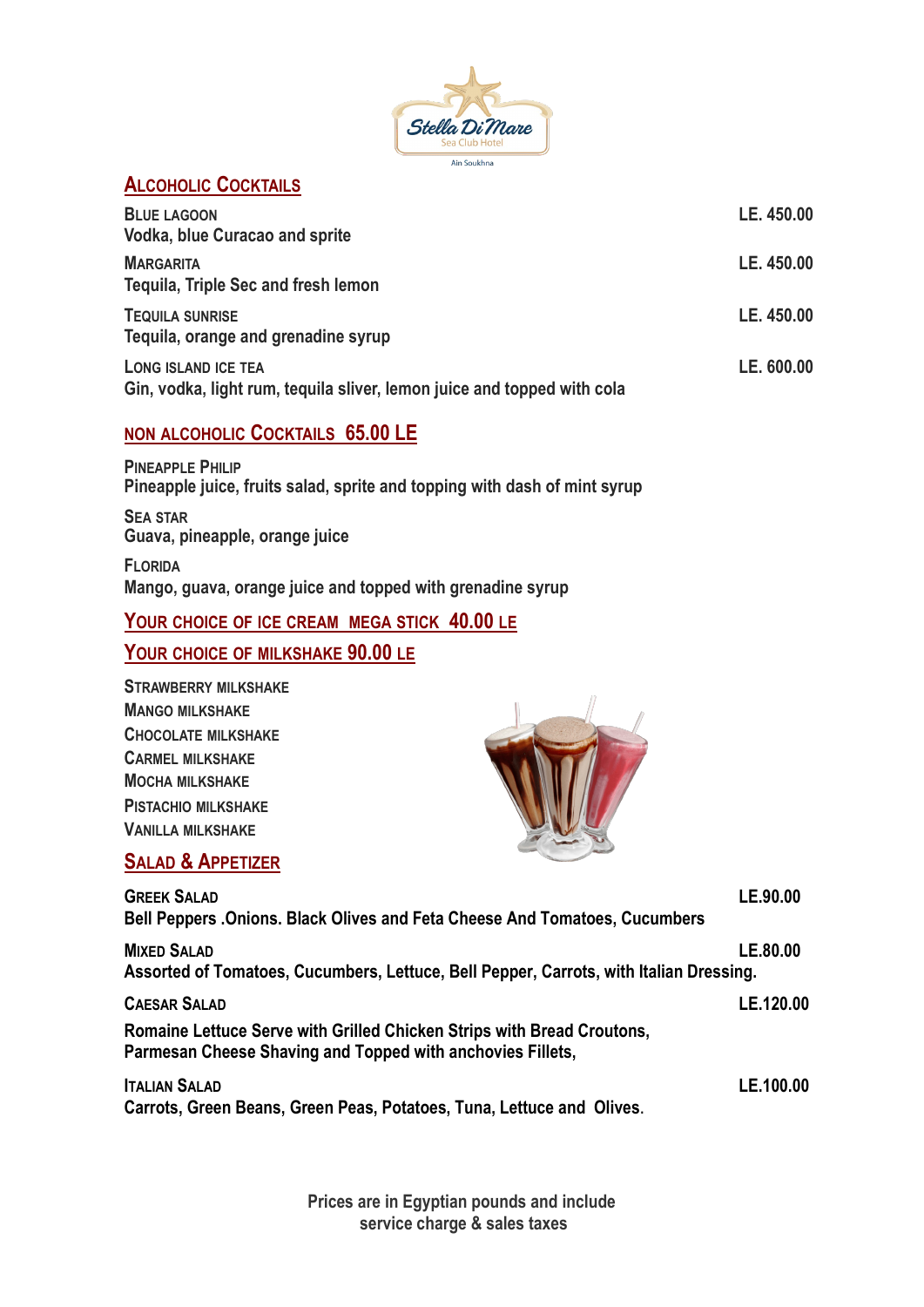Stella Di Mare
Sea Club Hotel
Ain Soukhna

## ALCOHOLIC COCKTAILS

**BLUE LAGOON** — LE. 450.00
Vodka, blue Curacao and sprite

**MARGARITA** — LE. 450.00
Tequila, Triple Sec and fresh lemon

**TEQUILA SUNRISE** — LE. 450.00
Tequila, orange and grenadine syrup

**LONG ISLAND ICE TEA** — LE. 600.00
Gin, vodka, light rum, tequila sliver, lemon juice and topped with cola

## NON ALCOHOLIC COCKTAILS 65.00 LE

**PINEAPPLE PHILIP**
Pineapple juice, fruits salad, sprite and topping with dash of mint syrup

**SEA STAR**
Guava, pineapple, orange juice

**FLORIDA**
Mango, guava, orange juice and topped with grenadine syrup

## YOUR CHOICE OF ICE CREAM MEGA STICK 40.00 LE

## YOUR CHOICE OF MILKSHAKE 90.00 LE

- STRAWBERRY MILKSHAKE
- MANGO MILKSHAKE
- CHOCOLATE MILKSHAKE
- CARMEL MILKSHAKE
- MOCHA MILKSHAKE
- PISTACHIO MILKSHAKE
- VANILLA MILKSHAKE

## SALAD & APPETIZER

**GREEK SALAD** — LE.90.00
Bell Peppers .Onions. Black Olives and Feta Cheese And Tomatoes, Cucumbers

**MIXED SALAD** — LE.80.00
Assorted of Tomatoes, Cucumbers, Lettuce, Bell Pepper, Carrots, with Italian Dressing.

**CAESAR SALAD** — LE.120.00
Romaine Lettuce Serve with Grilled Chicken Strips with Bread Croutons, Parmesan Cheese Shaving and Topped with anchovies Fillets,

**ITALIAN SALAD** — LE.100.00
Carrots, Green Beans, Green Peas, Potatoes, Tuna, Lettuce and Olives.

Prices are in Egyptian pounds and include service charge & sales taxes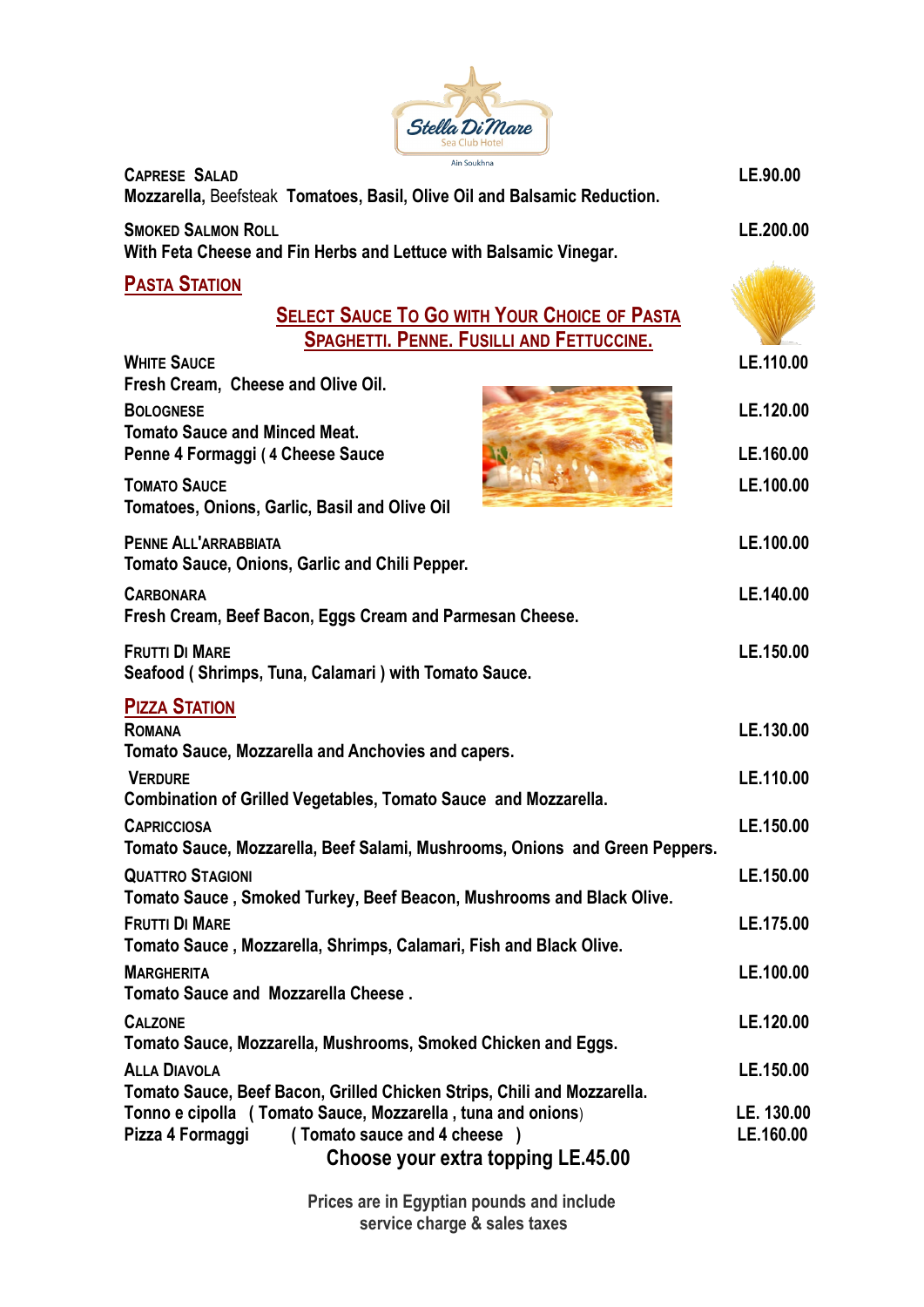**Stella Di Mare**
Sea Club Hotel
Ain Soukhna

**CAPRESE SALAD** — LE.90.00
Mozzarella, Beefsteak Tomatoes, Basil, Olive Oil and Balsamic Reduction.

**SMOKED SALMON ROLL** — LE.200.00
With Feta Cheese and Fin Herbs and Lettuce with Balsamic Vinegar.

## PASTA STATION

### SELECT SAUCE TO GO WITH YOUR CHOICE OF PASTA SPAGHETTI. PENNE. FUSILLI AND FETTUCCINE.

**WHITE SAUCE** — LE.110.00
Fresh Cream, Cheese and Olive Oil.

**BOLOGNESE** — LE.120.00
Tomato Sauce and Minced Meat.

**Penne 4 Formaggi ( 4 Cheese Sauce** — LE.160.00

**TOMATO SAUCE** — LE.100.00
Tomatoes, Onions, Garlic, Basil and Olive Oil

**PENNE ALL'ARRABBIATA** — LE.100.00
Tomato Sauce, Onions, Garlic and Chili Pepper.

**CARBONARA** — LE.140.00
Fresh Cream, Beef Bacon, Eggs Cream and Parmesan Cheese.

**FRUTTI DI MARE** — LE.150.00
Seafood ( Shrimps, Tuna, Calamari ) with Tomato Sauce.

## PIZZA STATION

**ROMANA** — LE.130.00
Tomato Sauce, Mozzarella and Anchovies and capers.

**VERDURE** — LE.110.00
Combination of Grilled Vegetables, Tomato Sauce and Mozzarella.

**CAPRICCIOSA** — LE.150.00
Tomato Sauce, Mozzarella, Beef Salami, Mushrooms, Onions and Green Peppers.

**QUATTRO STAGIONI** — LE.150.00
Tomato Sauce , Smoked Turkey, Beef Beacon, Mushrooms and Black Olive.

**FRUTTI DI MARE** — LE.175.00
Tomato Sauce , Mozzarella, Shrimps, Calamari, Fish and Black Olive.

**MARGHERITA** — LE.100.00
Tomato Sauce and Mozzarella Cheese .

**CALZONE** — LE.120.00
Tomato Sauce, Mozzarella, Mushrooms, Smoked Chicken and Eggs.

**ALLA DIAVOLA** — LE.150.00
Tomato Sauce, Beef Bacon, Grilled Chicken Strips, Chili and Mozzarella.

**Tonno e cipolla** ( Tomato Sauce, Mozzarella , tuna and onions) — LE. 130.00

**Pizza 4 Formaggi** ( Tomato sauce and 4 cheese ) — LE.160.00

**Choose your extra topping LE.45.00**

Prices are in Egyptian pounds and include service charge & sales taxes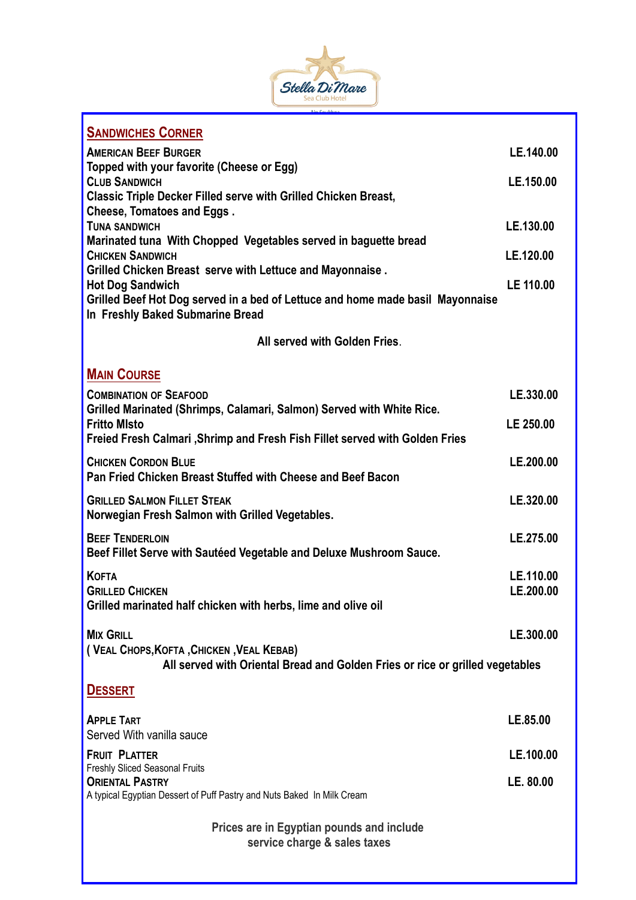Stella Di Mare
Sea Club Hotel

## SANDWICHES CORNER

**AMERICAN BEEF BURGER** — LE.140.00
Topped with your favorite (Cheese or Egg)

**CLUB SANDWICH** — LE.150.00
Classic Triple Decker Filled serve with Grilled Chicken Breast, Cheese, Tomatoes and Eggs .

**TUNA SANDWICH** — LE.130.00
Marinated tuna With Chopped Vegetables served in baguette bread

**CHICKEN SANDWICH** — LE.120.00
Grilled Chicken Breast serve with Lettuce and Mayonnaise .

**Hot Dog Sandwich** — LE 110.00
Grilled Beef Hot Dog served in a bed of Lettuce and home made basil Mayonnaise In Freshly Baked Submarine Bread

All served with Golden Fries.

## MAIN COURSE

**COMBINATION OF SEAFOOD** — LE.330.00
Grilled Marinated (Shrimps, Calamari, Salmon) Served with White Rice.

**Fritto MIsto** — LE 250.00
Freied Fresh Calmari ,Shrimp and Fresh Fish Fillet served with Golden Fries

**CHICKEN CORDON BLUE** — LE.200.00
Pan Fried Chicken Breast Stuffed with Cheese and Beef Bacon

**GRILLED SALMON FILLET STEAK** — LE.320.00
Norwegian Fresh Salmon with Grilled Vegetables.

**BEEF TENDERLOIN** — LE.275.00
Beef Fillet Serve with Sautéed Vegetable and Deluxe Mushroom Sauce.

**KOFTA** — LE.110.00

**GRILLED CHICKEN** — LE.200.00
Grilled marinated half chicken with herbs, lime and olive oil

**MIX GRILL** — LE.300.00
( VEAL CHOPS,KOFTA ,CHICKEN ,VEAL KEBAB)

All served with Oriental Bread and Golden Fries or rice or grilled vegetables

## DESSERT

**APPLE TART** — LE.85.00
Served With vanilla sauce

**FRUIT PLATTER** — LE.100.00
Freshly Sliced Seasonal Fruits

**ORIENTAL PASTRY** — LE. 80.00
A typical Egyptian Dessert of Puff Pastry and Nuts Baked In Milk Cream

**Prices are in Egyptian pounds and include service charge & sales taxes**